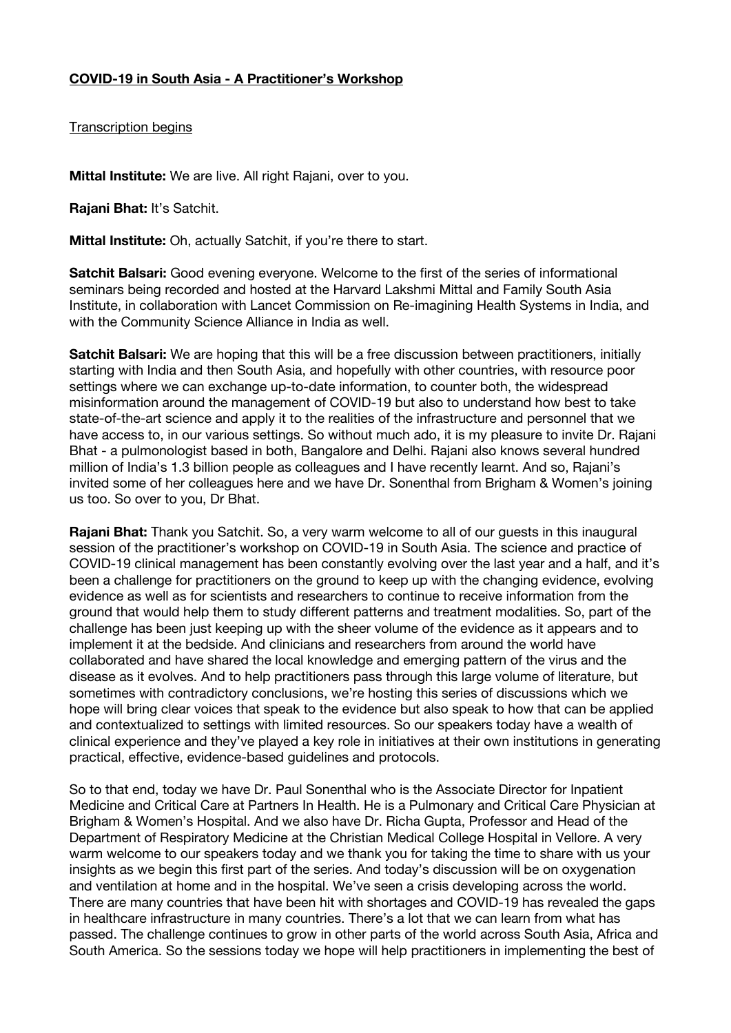**COVID-19 in South Asia - A Practitioner's Workshop**

Transcription begins

**Mittal Institute:** We are live. All right Rajani, over to you.

**Rajani Bhat:** It's Satchit.

**Mittal Institute:** Oh, actually Satchit, if you're there to start.

**Satchit Balsari:** Good evening everyone. Welcome to the first of the series of informational seminars being recorded and hosted at the Harvard Lakshmi Mittal and Family South Asia Institute, in collaboration with Lancet Commission on Re-imagining Health Systems in India, and with the Community Science Alliance in India as well.

**Satchit Balsari:** We are hoping that this will be a free discussion between practitioners, initially starting with India and then South Asia, and hopefully with other countries, with resource poor settings where we can exchange up-to-date information, to counter both, the widespread misinformation around the management of COVID-19 but also to understand how best to take state-of-the-art science and apply it to the realities of the infrastructure and personnel that we have access to, in our various settings. So without much ado, it is my pleasure to invite Dr. Rajani Bhat - a pulmonologist based in both, Bangalore and Delhi. Rajani also knows several hundred million of India's 1.3 billion people as colleagues and I have recently learnt. And so, Rajani's invited some of her colleagues here and we have Dr. Sonenthal from Brigham & Women's joining us too. So over to you, Dr Bhat.

**Rajani Bhat:** Thank you Satchit. So, a very warm welcome to all of our guests in this inaugural session of the practitioner's workshop on COVID-19 in South Asia. The science and practice of COVID-19 clinical management has been constantly evolving over the last year and a half, and it's been a challenge for practitioners on the ground to keep up with the changing evidence, evolving evidence as well as for scientists and researchers to continue to receive information from the ground that would help them to study different patterns and treatment modalities. So, part of the challenge has been just keeping up with the sheer volume of the evidence as it appears and to implement it at the bedside. And clinicians and researchers from around the world have collaborated and have shared the local knowledge and emerging pattern of the virus and the disease as it evolves. And to help practitioners pass through this large volume of literature, but sometimes with contradictory conclusions, we're hosting this series of discussions which we hope will bring clear voices that speak to the evidence but also speak to how that can be applied and contextualized to settings with limited resources. So our speakers today have a wealth of clinical experience and they've played a key role in initiatives at their own institutions in generating practical, effective, evidence-based guidelines and protocols.

So to that end, today we have Dr. Paul Sonenthal who is the Associate Director for Inpatient Medicine and Critical Care at Partners In Health. He is a Pulmonary and Critical Care Physician at Brigham & Women's Hospital. And we also have Dr. Richa Gupta, Professor and Head of the Department of Respiratory Medicine at the Christian Medical College Hospital in Vellore. A very warm welcome to our speakers today and we thank you for taking the time to share with us your insights as we begin this first part of the series. And today's discussion will be on oxygenation and ventilation at home and in the hospital. We've seen a crisis developing across the world. There are many countries that have been hit with shortages and COVID-19 has revealed the gaps in healthcare infrastructure in many countries. There's a lot that we can learn from what has passed. The challenge continues to grow in other parts of the world across South Asia, Africa and South America. So the sessions today we hope will help practitioners in implementing the best of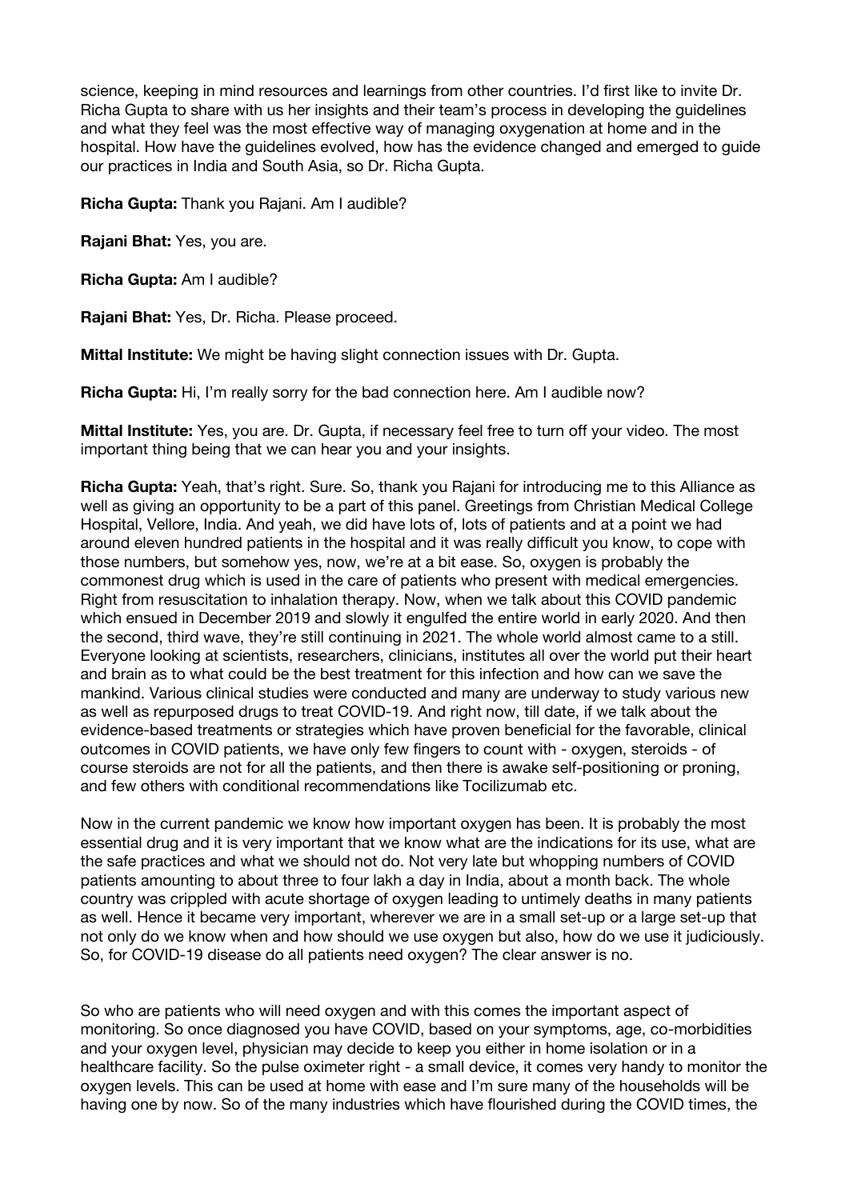science, keeping in mind resources and learnings from other countries. I'd first like to invite Dr. Richa Gupta to share with us her insights and their team's process in developing the guidelines and what they feel was the most effective way of managing oxygenation at home and in the hospital. How have the guidelines evolved, how has the evidence changed and emerged to guide our practices in India and South Asia, so Dr. Richa Gupta.

**Richa Gupta:** Thank you Rajani. Am I audible?

**Rajani Bhat:** Yes, you are.

**Richa Gupta:** Am I audible?

**Rajani Bhat:** Yes, Dr. Richa. Please proceed.

**Mittal Institute:** We might be having slight connection issues with Dr. Gupta.

**Richa Gupta:** Hi, I'm really sorry for the bad connection here. Am I audible now?

**Mittal Institute:** Yes, you are. Dr. Gupta, if necessary feel free to turn off your video. The most important thing being that we can hear you and your insights.

**Richa Gupta:** Yeah, that's right. Sure. So, thank you Rajani for introducing me to this Alliance as well as giving an opportunity to be a part of this panel. Greetings from Christian Medical College Hospital, Vellore, India. And yeah, we did have lots of, lots of patients and at a point we had around eleven hundred patients in the hospital and it was really difficult you know, to cope with those numbers, but somehow yes, now, we're at a bit ease. So, oxygen is probably the commonest drug which is used in the care of patients who present with medical emergencies. Right from resuscitation to inhalation therapy. Now, when we talk about this COVID pandemic which ensued in December 2019 and slowly it engulfed the entire world in early 2020. And then the second, third wave, they're still continuing in 2021. The whole world almost came to a still. Everyone looking at scientists, researchers, clinicians, institutes all over the world put their heart and brain as to what could be the best treatment for this infection and how can we save the mankind. Various clinical studies were conducted and many are underway to study various new as well as repurposed drugs to treat COVID-19. And right now, till date, if we talk about the evidence-based treatments or strategies which have proven beneficial for the favorable, clinical outcomes in COVID patients, we have only few fingers to count with - oxygen, steroids - of course steroids are not for all the patients, and then there is awake self-positioning or proning, and few others with conditional recommendations like Tocilizumab etc.

Now in the current pandemic we know how important oxygen has been. It is probably the most essential drug and it is very important that we know what are the indications for its use, what are the safe practices and what we should not do. Not very late but whopping numbers of COVID patients amounting to about three to four lakh a day in India, about a month back. The whole country was crippled with acute shortage of oxygen leading to untimely deaths in many patients as well. Hence it became very important, wherever we are in a small set-up or a large set-up that not only do we know when and how should we use oxygen but also, how do we use it judiciously. So, for COVID-19 disease do all patients need oxygen? The clear answer is no.

So who are patients who will need oxygen and with this comes the important aspect of monitoring. So once diagnosed you have COVID, based on your symptoms, age, co-morbidities and your oxygen level, physician may decide to keep you either in home isolation or in a healthcare facility. So the pulse oximeter right - a small device, it comes very handy to monitor the oxygen levels. This can be used at home with ease and I'm sure many of the households will be having one by now. So of the many industries which have flourished during the COVID times, the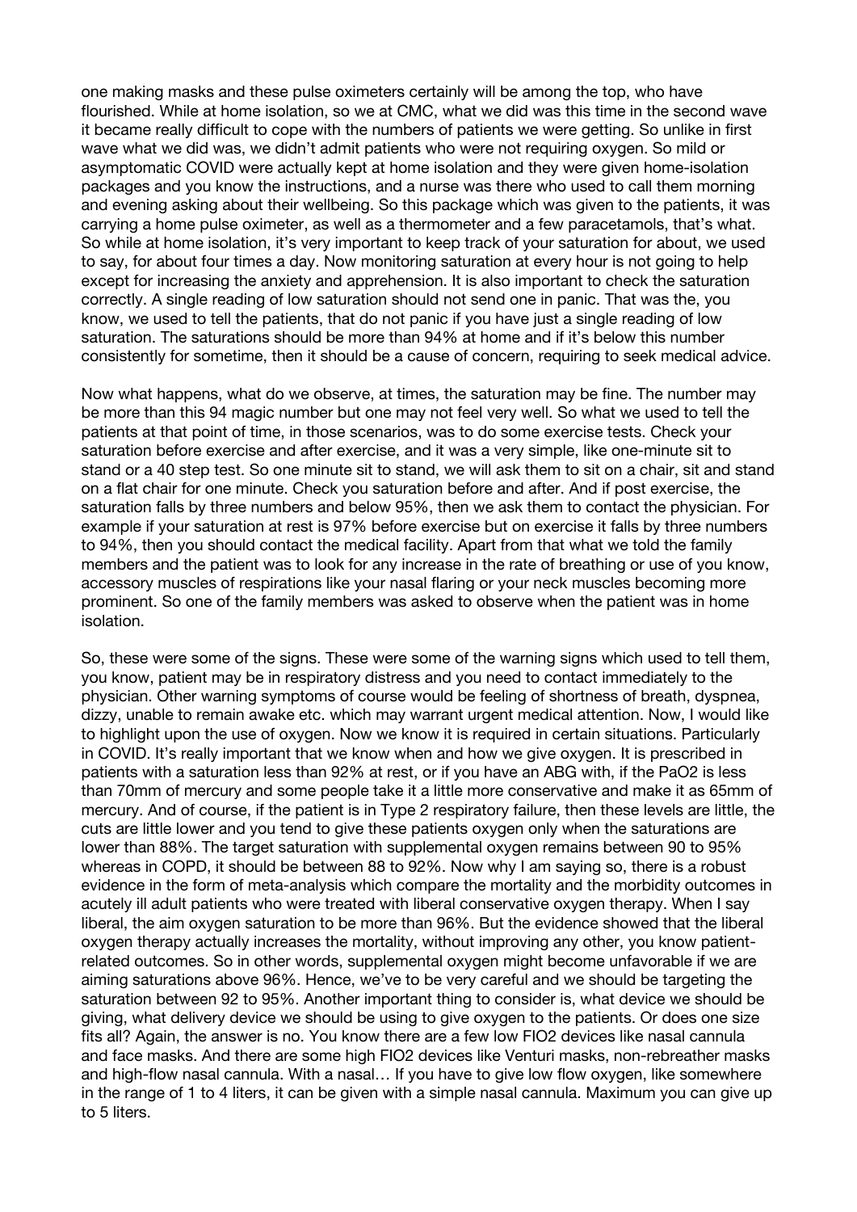one making masks and these pulse oximeters certainly will be among the top, who have flourished. While at home isolation, so we at CMC, what we did was this time in the second wave it became really difficult to cope with the numbers of patients we were getting. So unlike in first wave what we did was, we didn't admit patients who were not requiring oxygen. So mild or asymptomatic COVID were actually kept at home isolation and they were given home-isolation packages and you know the instructions, and a nurse was there who used to call them morning and evening asking about their wellbeing. So this package which was given to the patients, it was carrying a home pulse oximeter, as well as a thermometer and a few paracetamols, that's what. So while at home isolation, it's very important to keep track of your saturation for about, we used to say, for about four times a day. Now monitoring saturation at every hour is not going to help except for increasing the anxiety and apprehension. It is also important to check the saturation correctly. A single reading of low saturation should not send one in panic. That was the, you know, we used to tell the patients, that do not panic if you have just a single reading of low saturation. The saturations should be more than 94% at home and if it's below this number consistently for sometime, then it should be a cause of concern, requiring to seek medical advice.

Now what happens, what do we observe, at times, the saturation may be fine. The number may be more than this 94 magic number but one may not feel very well. So what we used to tell the patients at that point of time, in those scenarios, was to do some exercise tests. Check your saturation before exercise and after exercise, and it was a very simple, like one-minute sit to stand or a 40 step test. So one minute sit to stand, we will ask them to sit on a chair, sit and stand on a flat chair for one minute. Check you saturation before and after. And if post exercise, the saturation falls by three numbers and below 95%, then we ask them to contact the physician. For example if your saturation at rest is 97% before exercise but on exercise it falls by three numbers to 94%, then you should contact the medical facility. Apart from that what we told the family members and the patient was to look for any increase in the rate of breathing or use of you know, accessory muscles of respirations like your nasal flaring or your neck muscles becoming more prominent. So one of the family members was asked to observe when the patient was in home isolation.

So, these were some of the signs. These were some of the warning signs which used to tell them, you know, patient may be in respiratory distress and you need to contact immediately to the physician. Other warning symptoms of course would be feeling of shortness of breath, dyspnea, dizzy, unable to remain awake etc. which may warrant urgent medical attention. Now, I would like to highlight upon the use of oxygen. Now we know it is required in certain situations. Particularly in COVID. It's really important that we know when and how we give oxygen. It is prescribed in patients with a saturation less than 92% at rest, or if you have an ABG with, if the PaO2 is less than 70mm of mercury and some people take it a little more conservative and make it as 65mm of mercury. And of course, if the patient is in Type 2 respiratory failure, then these levels are little, the cuts are little lower and you tend to give these patients oxygen only when the saturations are lower than 88%. The target saturation with supplemental oxygen remains between 90 to 95% whereas in COPD, it should be between 88 to 92%. Now why I am saying so, there is a robust evidence in the form of meta-analysis which compare the mortality and the morbidity outcomes in acutely ill adult patients who were treated with liberal conservative oxygen therapy. When I say liberal, the aim oxygen saturation to be more than 96%. But the evidence showed that the liberal oxygen therapy actually increases the mortality, without improving any other, you know patient-related outcomes. So in other words, supplemental oxygen might become unfavorable if we are aiming saturations above 96%. Hence, we've to be very careful and we should be targeting the saturation between 92 to 95%. Another important thing to consider is, what device we should be giving, what delivery device we should be using to give oxygen to the patients. Or does one size fits all? Again, the answer is no. You know there are a few low FIO2 devices like nasal cannula and face masks. And there are some high FIO2 devices like Venturi masks, non-rebreather masks and high-flow nasal cannula. With a nasal… If you have to give low flow oxygen, like somewhere in the range of 1 to 4 liters, it can be given with a simple nasal cannula. Maximum you can give up to 5 liters.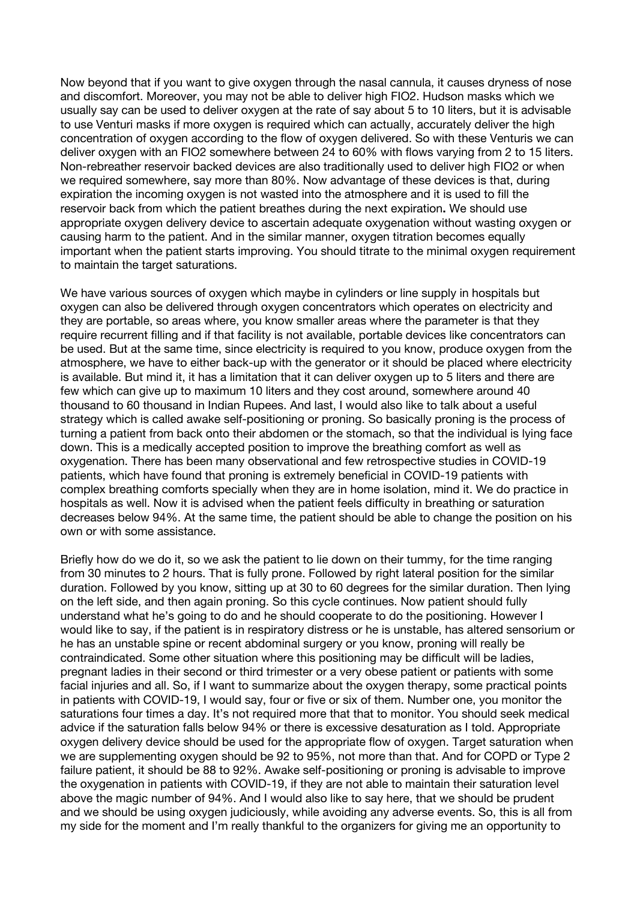Now beyond that if you want to give oxygen through the nasal cannula, it causes dryness of nose and discomfort. Moreover, you may not be able to deliver high FIO2. Hudson masks which we usually say can be used to deliver oxygen at the rate of say about 5 to 10 liters, but it is advisable to use Venturi masks if more oxygen is required which can actually, accurately deliver the high concentration of oxygen according to the flow of oxygen delivered. So with these Venturis we can deliver oxygen with an FIO2 somewhere between 24 to 60% with flows varying from 2 to 15 liters. Non-rebreather reservoir backed devices are also traditionally used to deliver high FIO2 or when we required somewhere, say more than 80%. Now advantage of these devices is that, during expiration the incoming oxygen is not wasted into the atmosphere and it is used to fill the reservoir back from which the patient breathes during the next expiration**.** We should use appropriate oxygen delivery device to ascertain adequate oxygenation without wasting oxygen or causing harm to the patient. And in the similar manner, oxygen titration becomes equally important when the patient starts improving. You should titrate to the minimal oxygen requirement to maintain the target saturations.

We have various sources of oxygen which maybe in cylinders or line supply in hospitals but oxygen can also be delivered through oxygen concentrators which operates on electricity and they are portable, so areas where, you know smaller areas where the parameter is that they require recurrent filling and if that facility is not available, portable devices like concentrators can be used. But at the same time, since electricity is required to you know, produce oxygen from the atmosphere, we have to either back-up with the generator or it should be placed where electricity is available. But mind it, it has a limitation that it can deliver oxygen up to 5 liters and there are few which can give up to maximum 10 liters and they cost around, somewhere around 40 thousand to 60 thousand in Indian Rupees. And last, I would also like to talk about a useful strategy which is called awake self-positioning or proning. So basically proning is the process of turning a patient from back onto their abdomen or the stomach, so that the individual is lying face down. This is a medically accepted position to improve the breathing comfort as well as oxygenation. There has been many observational and few retrospective studies in COVID-19 patients, which have found that proning is extremely beneficial in COVID-19 patients with complex breathing comforts specially when they are in home isolation, mind it. We do practice in hospitals as well. Now it is advised when the patient feels difficulty in breathing or saturation decreases below 94%. At the same time, the patient should be able to change the position on his own or with some assistance.

Briefly how do we do it, so we ask the patient to lie down on their tummy, for the time ranging from 30 minutes to 2 hours. That is fully prone. Followed by right lateral position for the similar duration. Followed by you know, sitting up at 30 to 60 degrees for the similar duration. Then lying on the left side, and then again proning. So this cycle continues. Now patient should fully understand what he's going to do and he should cooperate to do the positioning. However I would like to say, if the patient is in respiratory distress or he is unstable, has altered sensorium or he has an unstable spine or recent abdominal surgery or you know, proning will really be contraindicated. Some other situation where this positioning may be difficult will be ladies, pregnant ladies in their second or third trimester or a very obese patient or patients with some facial injuries and all. So, if I want to summarize about the oxygen therapy, some practical points in patients with COVID-19, I would say, four or five or six of them. Number one, you monitor the saturations four times a day. It's not required more that that to monitor. You should seek medical advice if the saturation falls below 94% or there is excessive desaturation as I told. Appropriate oxygen delivery device should be used for the appropriate flow of oxygen. Target saturation when we are supplementing oxygen should be 92 to 95%, not more than that. And for COPD or Type 2 failure patient, it should be 88 to 92%. Awake self-positioning or proning is advisable to improve the oxygenation in patients with COVID-19, if they are not able to maintain their saturation level above the magic number of 94%. And I would also like to say here, that we should be prudent and we should be using oxygen judiciously, while avoiding any adverse events. So, this is all from my side for the moment and I'm really thankful to the organizers for giving me an opportunity to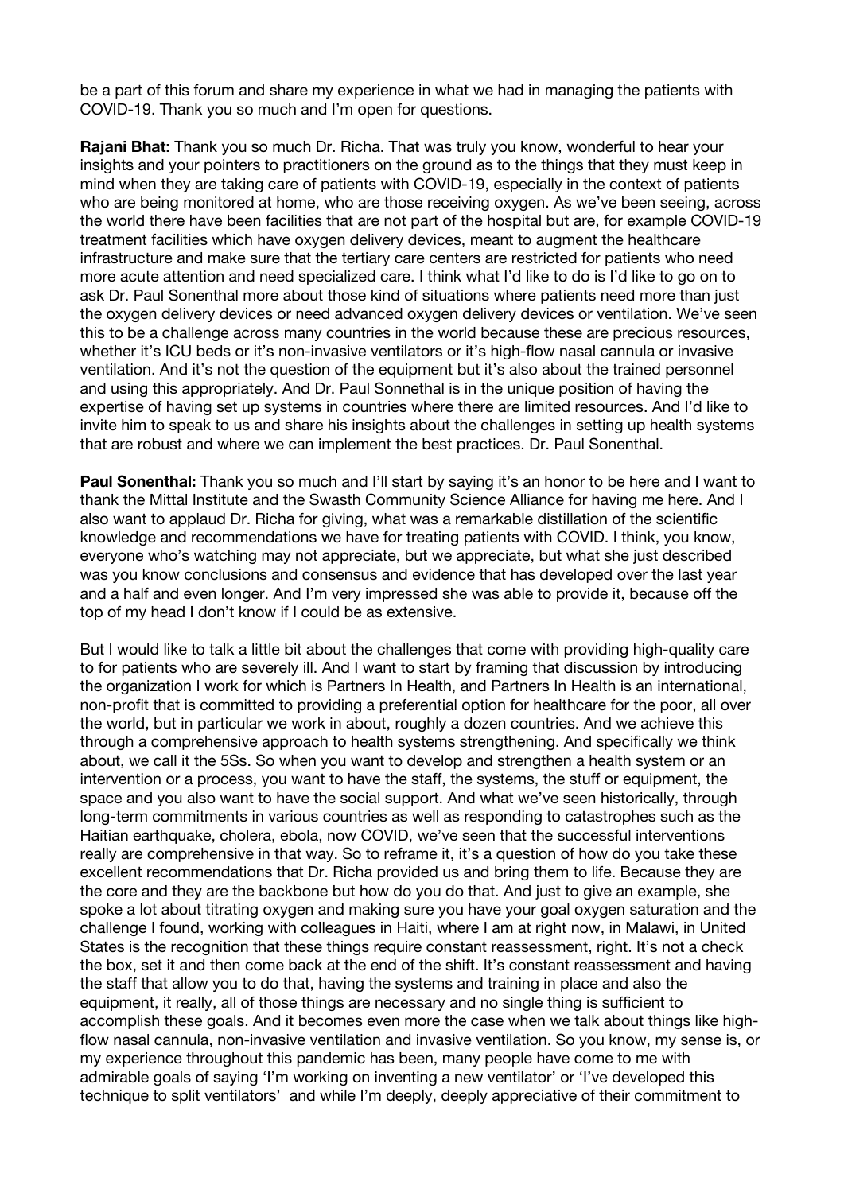be a part of this forum and share my experience in what we had in managing the patients with COVID-19. Thank you so much and I'm open for questions.

**Rajani Bhat:** Thank you so much Dr. Richa. That was truly you know, wonderful to hear your insights and your pointers to practitioners on the ground as to the things that they must keep in mind when they are taking care of patients with COVID-19, especially in the context of patients who are being monitored at home, who are those receiving oxygen. As we've been seeing, across the world there have been facilities that are not part of the hospital but are, for example COVID-19 treatment facilities which have oxygen delivery devices, meant to augment the healthcare infrastructure and make sure that the tertiary care centers are restricted for patients who need more acute attention and need specialized care. I think what I'd like to do is I'd like to go on to ask Dr. Paul Sonenthal more about those kind of situations where patients need more than just the oxygen delivery devices or need advanced oxygen delivery devices or ventilation. We've seen this to be a challenge across many countries in the world because these are precious resources, whether it's ICU beds or it's non-invasive ventilators or it's high-flow nasal cannula or invasive ventilation. And it's not the question of the equipment but it's also about the trained personnel and using this appropriately. And Dr. Paul Sonnethal is in the unique position of having the expertise of having set up systems in countries where there are limited resources. And I'd like to invite him to speak to us and share his insights about the challenges in setting up health systems that are robust and where we can implement the best practices. Dr. Paul Sonenthal.

**Paul Sonenthal:** Thank you so much and I'll start by saying it's an honor to be here and I want to thank the Mittal Institute and the Swasth Community Science Alliance for having me here. And I also want to applaud Dr. Richa for giving, what was a remarkable distillation of the scientific knowledge and recommendations we have for treating patients with COVID. I think, you know, everyone who's watching may not appreciate, but we appreciate, but what she just described was you know conclusions and consensus and evidence that has developed over the last year and a half and even longer. And I'm very impressed she was able to provide it, because off the top of my head I don't know if I could be as extensive.

But I would like to talk a little bit about the challenges that come with providing high-quality care to for patients who are severely ill. And I want to start by framing that discussion by introducing the organization I work for which is Partners In Health, and Partners In Health is an international, non-profit that is committed to providing a preferential option for healthcare for the poor, all over the world, but in particular we work in about, roughly a dozen countries. And we achieve this through a comprehensive approach to health systems strengthening. And specifically we think about, we call it the 5Ss. So when you want to develop and strengthen a health system or an intervention or a process, you want to have the staff, the systems, the stuff or equipment, the space and you also want to have the social support. And what we've seen historically, through long-term commitments in various countries as well as responding to catastrophes such as the Haitian earthquake, cholera, ebola, now COVID, we've seen that the successful interventions really are comprehensive in that way. So to reframe it, it's a question of how do you take these excellent recommendations that Dr. Richa provided us and bring them to life. Because they are the core and they are the backbone but how do you do that. And just to give an example, she spoke a lot about titrating oxygen and making sure you have your goal oxygen saturation and the challenge I found, working with colleagues in Haiti, where I am at right now, in Malawi, in United States is the recognition that these things require constant reassessment, right. It's not a check the box, set it and then come back at the end of the shift. It's constant reassessment and having the staff that allow you to do that, having the systems and training in place and also the equipment, it really, all of those things are necessary and no single thing is sufficient to accomplish these goals. And it becomes even more the case when we talk about things like high-flow nasal cannula, non-invasive ventilation and invasive ventilation. So you know, my sense is, or my experience throughout this pandemic has been, many people have come to me with admirable goals of saying 'I'm working on inventing a new ventilator' or 'I've developed this technique to split ventilators' and while I'm deeply, deeply appreciative of their commitment to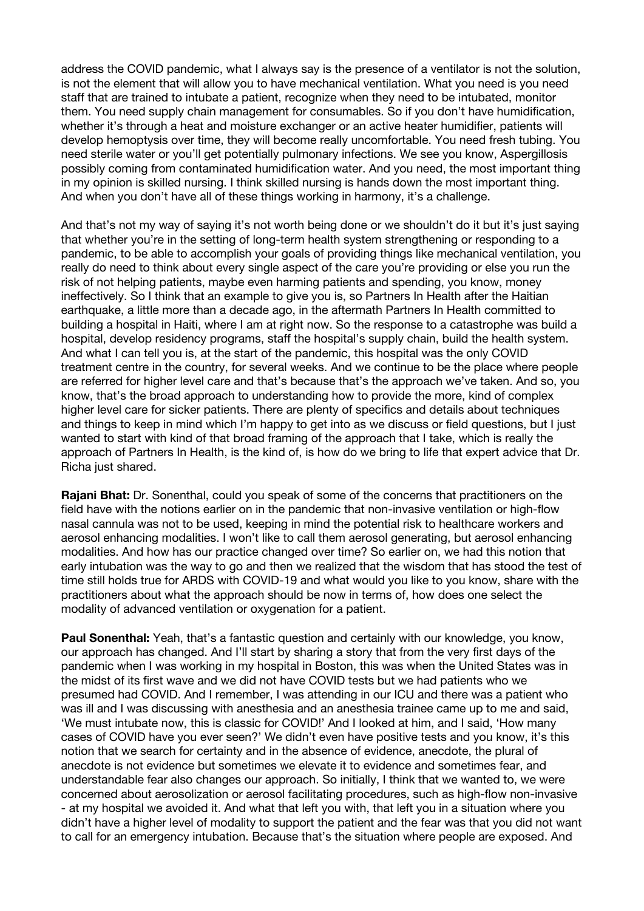address the COVID pandemic, what I always say is the presence of a ventilator is not the solution, is not the element that will allow you to have mechanical ventilation. What you need is you need staff that are trained to intubate a patient, recognize when they need to be intubated, monitor them. You need supply chain management for consumables. So if you don't have humidification, whether it's through a heat and moisture exchanger or an active heater humidifier, patients will develop hemoptysis over time, they will become really uncomfortable. You need fresh tubing. You need sterile water or you'll get potentially pulmonary infections. We see you know, Aspergillosis possibly coming from contaminated humidification water. And you need, the most important thing in my opinion is skilled nursing. I think skilled nursing is hands down the most important thing. And when you don't have all of these things working in harmony, it's a challenge.

And that's not my way of saying it's not worth being done or we shouldn't do it but it's just saying that whether you're in the setting of long-term health system strengthening or responding to a pandemic, to be able to accomplish your goals of providing things like mechanical ventilation, you really do need to think about every single aspect of the care you're providing or else you run the risk of not helping patients, maybe even harming patients and spending, you know, money ineffectively. So I think that an example to give you is, so Partners In Health after the Haitian earthquake, a little more than a decade ago, in the aftermath Partners In Health committed to building a hospital in Haiti, where I am at right now. So the response to a catastrophe was build a hospital, develop residency programs, staff the hospital's supply chain, build the health system. And what I can tell you is, at the start of the pandemic, this hospital was the only COVID treatment centre in the country, for several weeks. And we continue to be the place where people are referred for higher level care and that's because that's the approach we've taken. And so, you know, that's the broad approach to understanding how to provide the more, kind of complex higher level care for sicker patients. There are plenty of specifics and details about techniques and things to keep in mind which I'm happy to get into as we discuss or field questions, but I just wanted to start with kind of that broad framing of the approach that I take, which is really the approach of Partners In Health, is the kind of, is how do we bring to life that expert advice that Dr. Richa just shared.

**Rajani Bhat:** Dr. Sonenthal, could you speak of some of the concerns that practitioners on the field have with the notions earlier on in the pandemic that non-invasive ventilation or high-flow nasal cannula was not to be used, keeping in mind the potential risk to healthcare workers and aerosol enhancing modalities. I won't like to call them aerosol generating, but aerosol enhancing modalities. And how has our practice changed over time? So earlier on, we had this notion that early intubation was the way to go and then we realized that the wisdom that has stood the test of time still holds true for ARDS with COVID-19 and what would you like to you know, share with the practitioners about what the approach should be now in terms of, how does one select the modality of advanced ventilation or oxygenation for a patient.

**Paul Sonenthal:** Yeah, that's a fantastic question and certainly with our knowledge, you know, our approach has changed. And I'll start by sharing a story that from the very first days of the pandemic when I was working in my hospital in Boston, this was when the United States was in the midst of its first wave and we did not have COVID tests but we had patients who we presumed had COVID. And I remember, I was attending in our ICU and there was a patient who was ill and I was discussing with anesthesia and an anesthesia trainee came up to me and said, 'We must intubate now, this is classic for COVID!' And I looked at him, and I said, 'How many cases of COVID have you ever seen?' We didn't even have positive tests and you know, it's this notion that we search for certainty and in the absence of evidence, anecdote, the plural of anecdote is not evidence but sometimes we elevate it to evidence and sometimes fear, and understandable fear also changes our approach. So initially, I think that we wanted to, we were concerned about aerosolization or aerosol facilitating procedures, such as high-flow non-invasive - at my hospital we avoided it. And what that left you with, that left you in a situation where you didn't have a higher level of modality to support the patient and the fear was that you did not want to call for an emergency intubation. Because that's the situation where people are exposed. And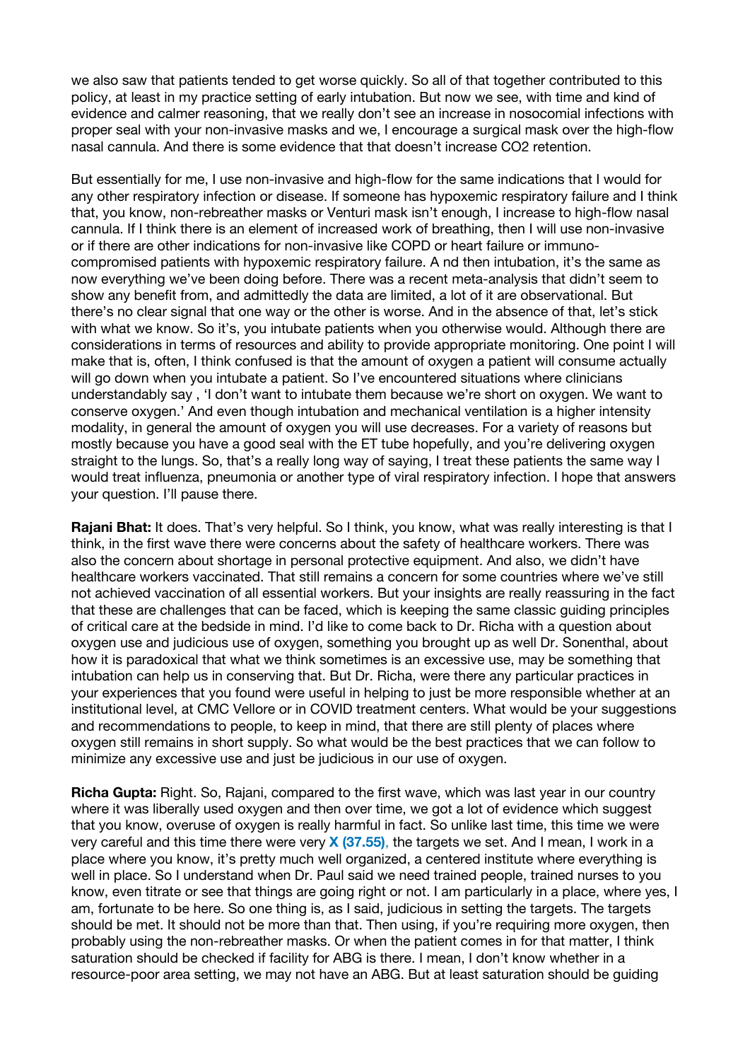we also saw that patients tended to get worse quickly. So all of that together contributed to this policy, at least in my practice setting of early intubation. But now we see, with time and kind of evidence and calmer reasoning, that we really don't see an increase in nosocomial infections with proper seal with your non-invasive masks and we, I encourage a surgical mask over the high-flow nasal cannula. And there is some evidence that that doesn't increase CO2 retention.

But essentially for me, I use non-invasive and high-flow for the same indications that I would for any other respiratory infection or disease. If someone has hypoxemic respiratory failure and I think that, you know, non-rebreather masks or Venturi mask isn't enough, I increase to high-flow nasal cannula. If I think there is an element of increased work of breathing, then I will use non-invasive or if there are other indications for non-invasive like COPD or heart failure or immuno-compromised patients with hypoxemic respiratory failure. A nd then intubation, it's the same as now everything we've been doing before. There was a recent meta-analysis that didn't seem to show any benefit from, and admittedly the data are limited, a lot of it are observational. But there's no clear signal that one way or the other is worse. And in the absence of that, let's stick with what we know. So it's, you intubate patients when you otherwise would. Although there are considerations in terms of resources and ability to provide appropriate monitoring. One point I will make that is, often, I think confused is that the amount of oxygen a patient will consume actually will go down when you intubate a patient. So I've encountered situations where clinicians understandably say , 'I don't want to intubate them because we're short on oxygen. We want to conserve oxygen.' And even though intubation and mechanical ventilation is a higher intensity modality, in general the amount of oxygen you will use decreases. For a variety of reasons but mostly because you have a good seal with the ET tube hopefully, and you're delivering oxygen straight to the lungs. So, that's a really long way of saying, I treat these patients the same way I would treat influenza, pneumonia or another type of viral respiratory infection. I hope that answers your question. I'll pause there.

**Rajani Bhat:** It does. That's very helpful. So I think, you know, what was really interesting is that I think, in the first wave there were concerns about the safety of healthcare workers. There was also the concern about shortage in personal protective equipment. And also, we didn't have healthcare workers vaccinated. That still remains a concern for some countries where we've still not achieved vaccination of all essential workers. But your insights are really reassuring in the fact that these are challenges that can be faced, which is keeping the same classic guiding principles of critical care at the bedside in mind. I'd like to come back to Dr. Richa with a question about oxygen use and judicious use of oxygen, something you brought up as well Dr. Sonenthal, about how it is paradoxical that what we think sometimes is an excessive use, may be something that intubation can help us in conserving that. But Dr. Richa, were there any particular practices in your experiences that you found were useful in helping to just be more responsible whether at an institutional level, at CMC Vellore or in COVID treatment centers. What would be your suggestions and recommendations to people, to keep in mind, that there are still plenty of places where oxygen still remains in short supply. So what would be the best practices that we can follow to minimize any excessive use and just be judicious in our use of oxygen.

**Richa Gupta:** Right. So, Rajani, compared to the first wave, which was last year in our country where it was liberally used oxygen and then over time, we got a lot of evidence which suggest that you know, overuse of oxygen is really harmful in fact. So unlike last time, this time we were very careful and this time there were very **X (37.55)**, the targets we set. And I mean, I work in a place where you know, it's pretty much well organized, a centered institute where everything is well in place. So I understand when Dr. Paul said we need trained people, trained nurses to you know, even titrate or see that things are going right or not. I am particularly in a place, where yes, I am, fortunate to be here. So one thing is, as I said, judicious in setting the targets. The targets should be met. It should not be more than that. Then using, if you're requiring more oxygen, then probably using the non-rebreather masks. Or when the patient comes in for that matter, I think saturation should be checked if facility for ABG is there. I mean, I don't know whether in a resource-poor area setting, we may not have an ABG. But at least saturation should be guiding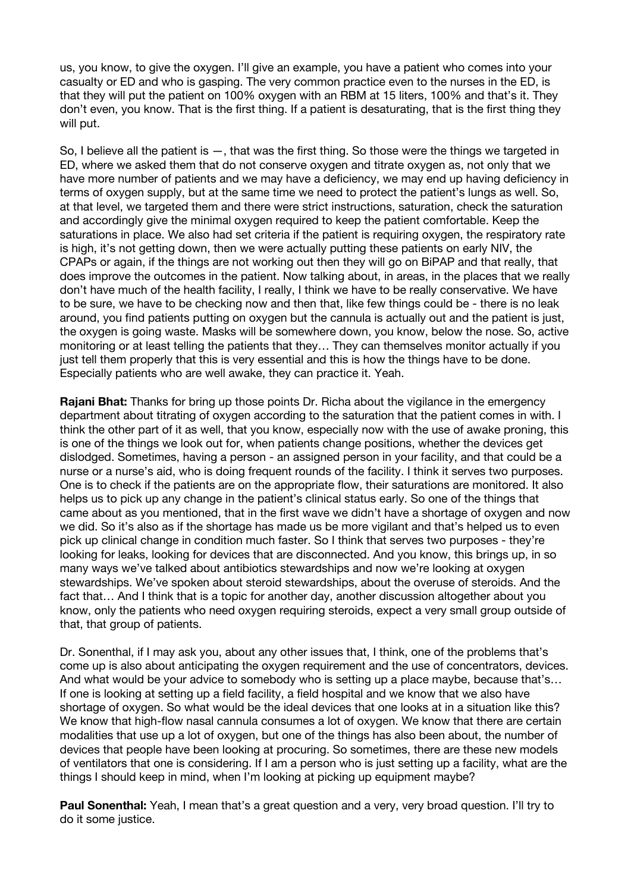us, you know, to give the oxygen. I'll give an example, you have a patient who comes into your casualty or ED and who is gasping. The very common practice even to the nurses in the ED, is that they will put the patient on 100% oxygen with an RBM at 15 liters, 100% and that's it. They don't even, you know. That is the first thing. If a patient is desaturating, that is the first thing they will put.

So, I believe all the patient is —, that was the first thing. So those were the things we targeted in ED, where we asked them that do not conserve oxygen and titrate oxygen as, not only that we have more number of patients and we may have a deficiency, we may end up having deficiency in terms of oxygen supply, but at the same time we need to protect the patient's lungs as well. So, at that level, we targeted them and there were strict instructions, saturation, check the saturation and accordingly give the minimal oxygen required to keep the patient comfortable. Keep the saturations in place. We also had set criteria if the patient is requiring oxygen, the respiratory rate is high, it's not getting down, then we were actually putting these patients on early NIV, the CPAPs or again, if the things are not working out then they will go on BiPAP and that really, that does improve the outcomes in the patient. Now talking about, in areas, in the places that we really don't have much of the health facility, I really, I think we have to be really conservative. We have to be sure, we have to be checking now and then that, like few things could be - there is no leak around, you find patients putting on oxygen but the cannula is actually out and the patient is just, the oxygen is going waste. Masks will be somewhere down, you know, below the nose. So, active monitoring or at least telling the patients that they… They can themselves monitor actually if you just tell them properly that this is very essential and this is how the things have to be done. Especially patients who are well awake, they can practice it. Yeah.

**Rajani Bhat:** Thanks for bring up those points Dr. Richa about the vigilance in the emergency department about titrating of oxygen according to the saturation that the patient comes in with. I think the other part of it as well, that you know, especially now with the use of awake proning, this is one of the things we look out for, when patients change positions, whether the devices get dislodged. Sometimes, having a person - an assigned person in your facility, and that could be a nurse or a nurse's aid, who is doing frequent rounds of the facility. I think it serves two purposes. One is to check if the patients are on the appropriate flow, their saturations are monitored. It also helps us to pick up any change in the patient's clinical status early. So one of the things that came about as you mentioned, that in the first wave we didn't have a shortage of oxygen and now we did. So it's also as if the shortage has made us be more vigilant and that's helped us to even pick up clinical change in condition much faster. So I think that serves two purposes - they're looking for leaks, looking for devices that are disconnected. And you know, this brings up, in so many ways we've talked about antibiotics stewardships and now we're looking at oxygen stewardships. We've spoken about steroid stewardships, about the overuse of steroids. And the fact that… And I think that is a topic for another day, another discussion altogether about you know, only the patients who need oxygen requiring steroids, expect a very small group outside of that, that group of patients.

Dr. Sonenthal, if I may ask you, about any other issues that, I think, one of the problems that's come up is also about anticipating the oxygen requirement and the use of concentrators, devices. And what would be your advice to somebody who is setting up a place maybe, because that's… If one is looking at setting up a field facility, a field hospital and we know that we also have shortage of oxygen. So what would be the ideal devices that one looks at in a situation like this? We know that high-flow nasal cannula consumes a lot of oxygen. We know that there are certain modalities that use up a lot of oxygen, but one of the things has also been about, the number of devices that people have been looking at procuring. So sometimes, there are these new models of ventilators that one is considering. If I am a person who is just setting up a facility, what are the things I should keep in mind, when I'm looking at picking up equipment maybe?

**Paul Sonenthal:** Yeah, I mean that's a great question and a very, very broad question. I'll try to do it some justice.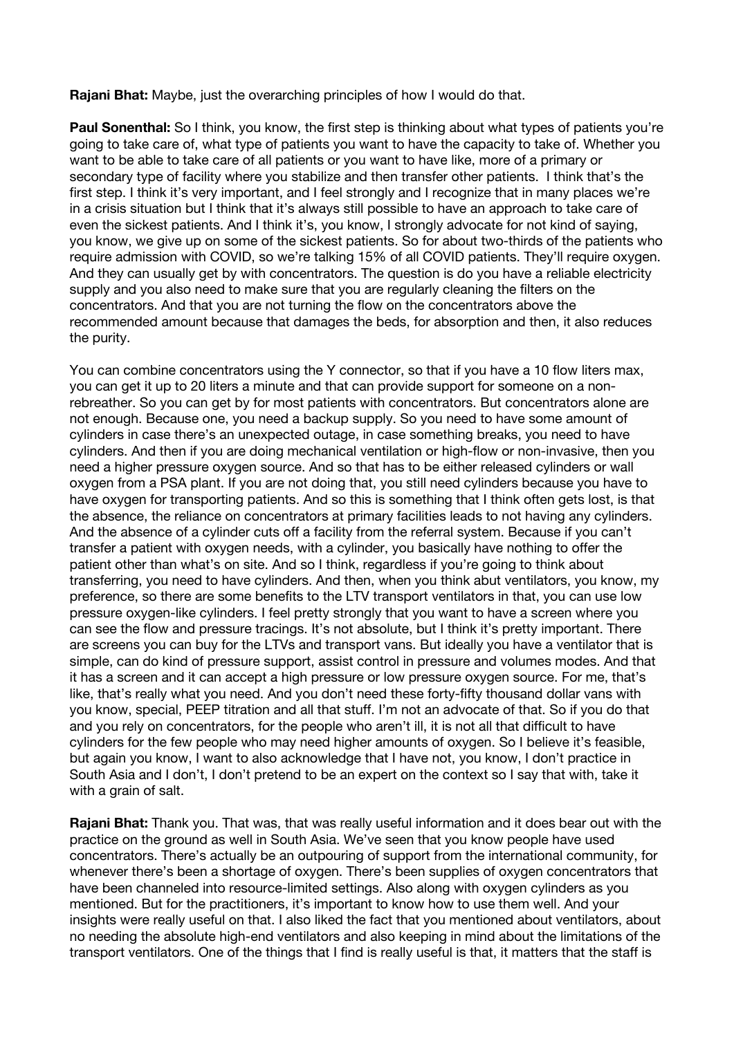**Rajani Bhat:** Maybe, just the overarching principles of how I would do that.

**Paul Sonenthal:** So I think, you know, the first step is thinking about what types of patients you're going to take care of, what type of patients you want to have the capacity to take of. Whether you want to be able to take care of all patients or you want to have like, more of a primary or secondary type of facility where you stabilize and then transfer other patients. I think that's the first step. I think it's very important, and I feel strongly and I recognize that in many places we're in a crisis situation but I think that it's always still possible to have an approach to take care of even the sickest patients. And I think it's, you know, I strongly advocate for not kind of saying, you know, we give up on some of the sickest patients. So for about two-thirds of the patients who require admission with COVID, so we're talking 15% of all COVID patients. They'll require oxygen. And they can usually get by with concentrators. The question is do you have a reliable electricity supply and you also need to make sure that you are regularly cleaning the filters on the concentrators. And that you are not turning the flow on the concentrators above the recommended amount because that damages the beds, for absorption and then, it also reduces the purity.

You can combine concentrators using the Y connector, so that if you have a 10 flow liters max, you can get it up to 20 liters a minute and that can provide support for someone on a non-rebreather. So you can get by for most patients with concentrators. But concentrators alone are not enough. Because one, you need a backup supply. So you need to have some amount of cylinders in case there's an unexpected outage, in case something breaks, you need to have cylinders. And then if you are doing mechanical ventilation or high-flow or non-invasive, then you need a higher pressure oxygen source. And so that has to be either released cylinders or wall oxygen from a PSA plant. If you are not doing that, you still need cylinders because you have to have oxygen for transporting patients. And so this is something that I think often gets lost, is that the absence, the reliance on concentrators at primary facilities leads to not having any cylinders. And the absence of a cylinder cuts off a facility from the referral system. Because if you can't transfer a patient with oxygen needs, with a cylinder, you basically have nothing to offer the patient other than what's on site. And so I think, regardless if you're going to think about transferring, you need to have cylinders. And then, when you think abut ventilators, you know, my preference, so there are some benefits to the LTV transport ventilators in that, you can use low pressure oxygen-like cylinders. I feel pretty strongly that you want to have a screen where you can see the flow and pressure tracings. It's not absolute, but I think it's pretty important. There are screens you can buy for the LTVs and transport vans. But ideally you have a ventilator that is simple, can do kind of pressure support, assist control in pressure and volumes modes. And that it has a screen and it can accept a high pressure or low pressure oxygen source. For me, that's like, that's really what you need. And you don't need these forty-fifty thousand dollar vans with you know, special, PEEP titration and all that stuff. I'm not an advocate of that. So if you do that and you rely on concentrators, for the people who aren't ill, it is not all that difficult to have cylinders for the few people who may need higher amounts of oxygen. So I believe it's feasible, but again you know, I want to also acknowledge that I have not, you know, I don't practice in South Asia and I don't, I don't pretend to be an expert on the context so I say that with, take it with a grain of salt.

**Rajani Bhat:** Thank you. That was, that was really useful information and it does bear out with the practice on the ground as well in South Asia. We've seen that you know people have used concentrators. There's actually be an outpouring of support from the international community, for whenever there's been a shortage of oxygen. There's been supplies of oxygen concentrators that have been channeled into resource-limited settings. Also along with oxygen cylinders as you mentioned. But for the practitioners, it's important to know how to use them well. And your insights were really useful on that. I also liked the fact that you mentioned about ventilators, about no needing the absolute high-end ventilators and also keeping in mind about the limitations of the transport ventilators. One of the things that I find is really useful is that, it matters that the staff is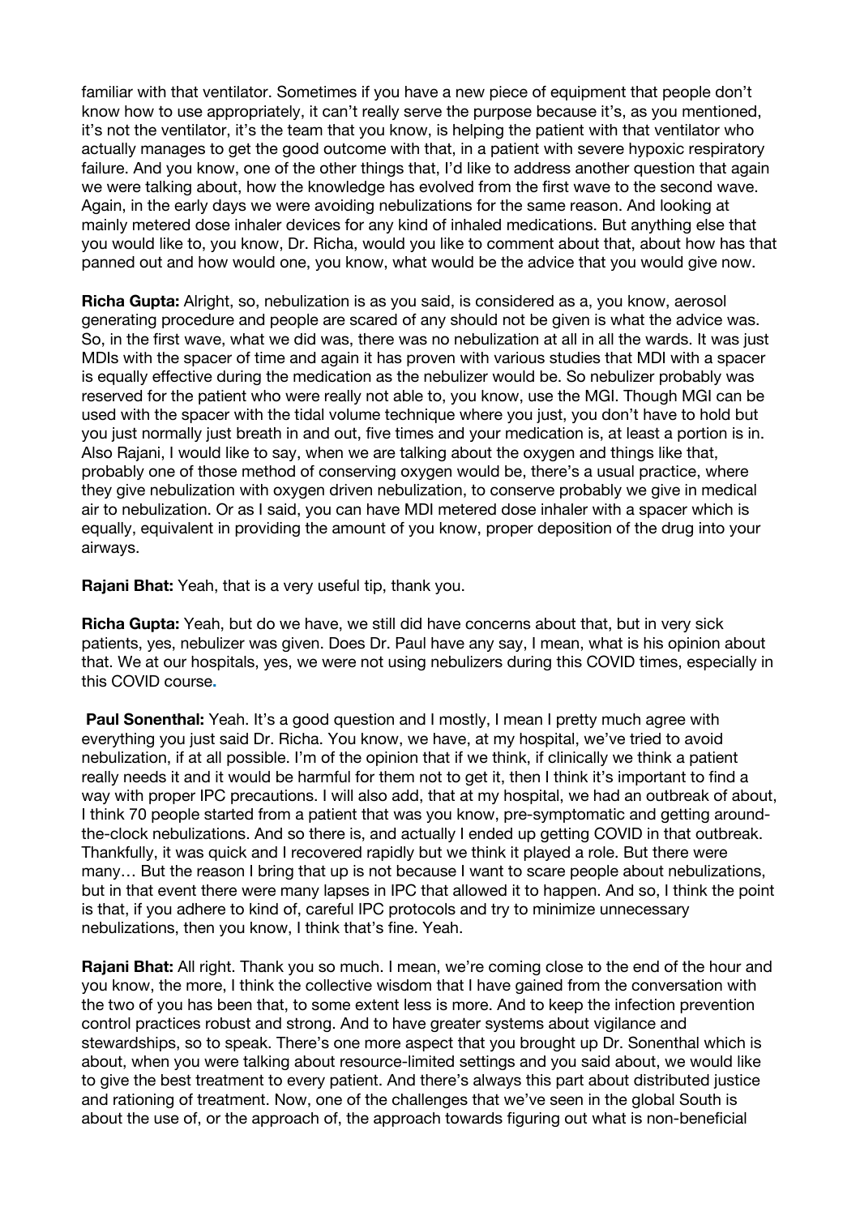familiar with that ventilator. Sometimes if you have a new piece of equipment that people don't know how to use appropriately, it can't really serve the purpose because it's, as you mentioned, it's not the ventilator, it's the team that you know, is helping the patient with that ventilator who actually manages to get the good outcome with that, in a patient with severe hypoxic respiratory failure. And you know, one of the other things that, I'd like to address another question that again we were talking about, how the knowledge has evolved from the first wave to the second wave. Again, in the early days we were avoiding nebulizations for the same reason. And looking at mainly metered dose inhaler devices for any kind of inhaled medications. But anything else that you would like to, you know, Dr. Richa, would you like to comment about that, about how has that panned out and how would one, you know, what would be the advice that you would give now.

**Richa Gupta:** Alright, so, nebulization is as you said, is considered as a, you know, aerosol generating procedure and people are scared of any should not be given is what the advice was. So, in the first wave, what we did was, there was no nebulization at all in all the wards. It was just MDIs with the spacer of time and again it has proven with various studies that MDI with a spacer is equally effective during the medication as the nebulizer would be. So nebulizer probably was reserved for the patient who were really not able to, you know, use the MGI. Though MGI can be used with the spacer with the tidal volume technique where you just, you don't have to hold but you just normally just breath in and out, five times and your medication is, at least a portion is in. Also Rajani, I would like to say, when we are talking about the oxygen and things like that, probably one of those method of conserving oxygen would be, there's a usual practice, where they give nebulization with oxygen driven nebulization, to conserve probably we give in medical air to nebulization. Or as I said, you can have MDI metered dose inhaler with a spacer which is equally, equivalent in providing the amount of you know, proper deposition of the drug into your airways.

**Rajani Bhat:** Yeah, that is a very useful tip, thank you.

**Richa Gupta:** Yeah, but do we have, we still did have concerns about that, but in very sick patients, yes, nebulizer was given. Does Dr. Paul have any say, I mean, what is his opinion about that. We at our hospitals, yes, we were not using nebulizers during this COVID times, especially in this COVID course.

**Paul Sonenthal:** Yeah. It's a good question and I mostly, I mean I pretty much agree with everything you just said Dr. Richa. You know, we have, at my hospital, we've tried to avoid nebulization, if at all possible. I'm of the opinion that if we think, if clinically we think a patient really needs it and it would be harmful for them not to get it, then I think it's important to find a way with proper IPC precautions. I will also add, that at my hospital, we had an outbreak of about, I think 70 people started from a patient that was you know, pre-symptomatic and getting around-the-clock nebulizations. And so there is, and actually I ended up getting COVID in that outbreak. Thankfully, it was quick and I recovered rapidly but we think it played a role. But there were many… But the reason I bring that up is not because I want to scare people about nebulizations, but in that event there were many lapses in IPC that allowed it to happen. And so, I think the point is that, if you adhere to kind of, careful IPC protocols and try to minimize unnecessary nebulizations, then you know, I think that's fine. Yeah.

**Rajani Bhat:** All right. Thank you so much. I mean, we're coming close to the end of the hour and you know, the more, I think the collective wisdom that I have gained from the conversation with the two of you has been that, to some extent less is more. And to keep the infection prevention control practices robust and strong. And to have greater systems about vigilance and stewardships, so to speak. There's one more aspect that you brought up Dr. Sonenthal which is about, when you were talking about resource-limited settings and you said about, we would like to give the best treatment to every patient. And there's always this part about distributed justice and rationing of treatment. Now, one of the challenges that we've seen in the global South is about the use of, or the approach of, the approach towards figuring out what is non-beneficial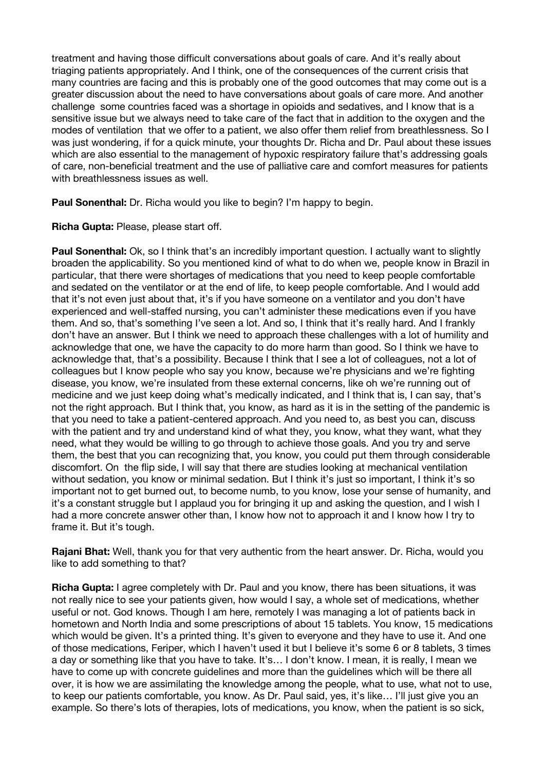treatment and having those difficult conversations about goals of care. And it's really about triaging patients appropriately. And I think, one of the consequences of the current crisis that many countries are facing and this is probably one of the good outcomes that may come out is a greater discussion about the need to have conversations about goals of care more. And another challenge some countries faced was a shortage in opioids and sedatives, and I know that is a sensitive issue but we always need to take care of the fact that in addition to the oxygen and the modes of ventilation that we offer to a patient, we also offer them relief from breathlessness. So I was just wondering, if for a quick minute, your thoughts Dr. Richa and Dr. Paul about these issues which are also essential to the management of hypoxic respiratory failure that's addressing goals of care, non-beneficial treatment and the use of palliative care and comfort measures for patients with breathlessness issues as well.

**Paul Sonenthal:** Dr. Richa would you like to begin? I'm happy to begin.

**Richa Gupta:** Please, please start off.

**Paul Sonenthal:** Ok, so I think that's an incredibly important question. I actually want to slightly broaden the applicability. So you mentioned kind of what to do when we, people know in Brazil in particular, that there were shortages of medications that you need to keep people comfortable and sedated on the ventilator or at the end of life, to keep people comfortable. And I would add that it's not even just about that, it's if you have someone on a ventilator and you don't have experienced and well-staffed nursing, you can't administer these medications even if you have them. And so, that's something I've seen a lot. And so, I think that it's really hard. And I frankly don't have an answer. But I think we need to approach these challenges with a lot of humility and acknowledge that one, we have the capacity to do more harm than good. So I think we have to acknowledge that, that's a possibility. Because I think that I see a lot of colleagues, not a lot of colleagues but I know people who say you know, because we're physicians and we're fighting disease, you know, we're insulated from these external concerns, like oh we're running out of medicine and we just keep doing what's medically indicated, and I think that is, I can say, that's not the right approach. But I think that, you know, as hard as it is in the setting of the pandemic is that you need to take a patient-centered approach. And you need to, as best you can, discuss with the patient and try and understand kind of what they, you know, what they want, what they need, what they would be willing to go through to achieve those goals. And you try and serve them, the best that you can recognizing that, you know, you could put them through considerable discomfort. On the flip side, I will say that there are studies looking at mechanical ventilation without sedation, you know or minimal sedation. But I think it's just so important, I think it's so important not to get burned out, to become numb, to you know, lose your sense of humanity, and it's a constant struggle but I applaud you for bringing it up and asking the question, and I wish I had a more concrete answer other than, I know how not to approach it and I know how I try to frame it. But it's tough.

**Rajani Bhat:** Well, thank you for that very authentic from the heart answer. Dr. Richa, would you like to add something to that?

**Richa Gupta:** I agree completely with Dr. Paul and you know, there has been situations, it was not really nice to see your patients given, how would I say, a whole set of medications, whether useful or not. God knows. Though I am here, remotely I was managing a lot of patients back in hometown and North India and some prescriptions of about 15 tablets. You know, 15 medications which would be given. It's a printed thing. It's given to everyone and they have to use it. And one of those medications, Feriper, which I haven't used it but I believe it's some 6 or 8 tablets, 3 times a day or something like that you have to take. It's… I don't know. I mean, it is really, I mean we have to come up with concrete guidelines and more than the guidelines which will be there all over, it is how we are assimilating the knowledge among the people, what to use, what not to use, to keep our patients comfortable, you know. As Dr. Paul said, yes, it's like… I'll just give you an example. So there's lots of therapies, lots of medications, you know, when the patient is so sick,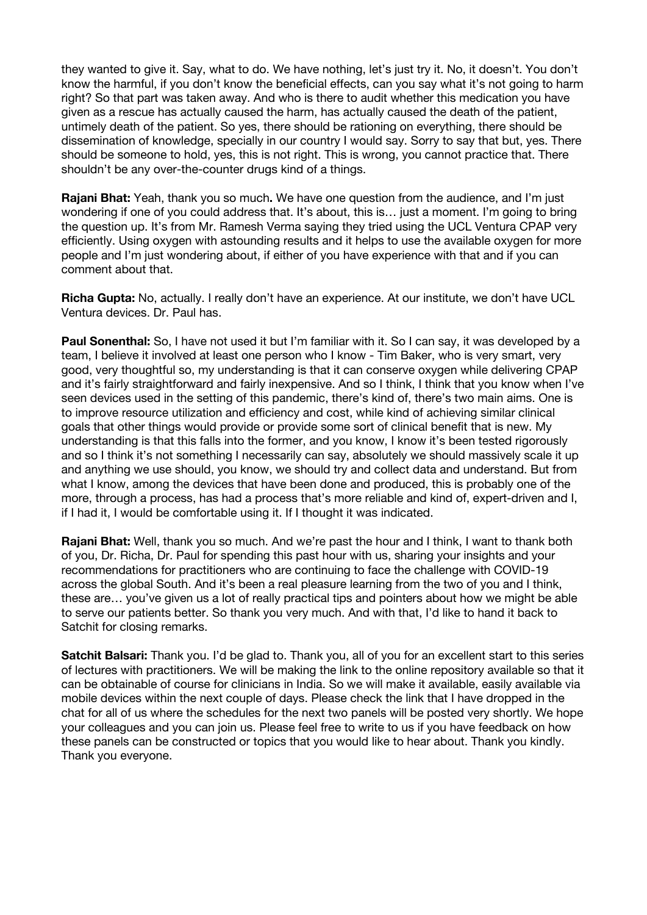they wanted to give it. Say, what to do. We have nothing, let's just try it. No, it doesn't. You don't know the harmful, if you don't know the beneficial effects, can you say what it's not going to harm right? So that part was taken away. And who is there to audit whether this medication you have given as a rescue has actually caused the harm, has actually caused the death of the patient, untimely death of the patient. So yes, there should be rationing on everything, there should be dissemination of knowledge, specially in our country I would say. Sorry to say that but, yes. There should be someone to hold, yes, this is not right. This is wrong, you cannot practice that. There shouldn't be any over-the-counter drugs kind of a things.

**Rajani Bhat:** Yeah, thank you so much. We have one question from the audience, and I'm just wondering if one of you could address that. It's about, this is… just a moment. I'm going to bring the question up. It's from Mr. Ramesh Verma saying they tried using the UCL Ventura CPAP very efficiently. Using oxygen with astounding results and it helps to use the available oxygen for more people and I'm just wondering about, if either of you have experience with that and if you can comment about that.

**Richa Gupta:** No, actually. I really don't have an experience. At our institute, we don't have UCL Ventura devices. Dr. Paul has.

**Paul Sonenthal:** So, I have not used it but I'm familiar with it. So I can say, it was developed by a team, I believe it involved at least one person who I know - Tim Baker, who is very smart, very good, very thoughtful so, my understanding is that it can conserve oxygen while delivering CPAP and it's fairly straightforward and fairly inexpensive. And so I think, I think that you know when I've seen devices used in the setting of this pandemic, there's kind of, there's two main aims. One is to improve resource utilization and efficiency and cost, while kind of achieving similar clinical goals that other things would provide or provide some sort of clinical benefit that is new. My understanding is that this falls into the former, and you know, I know it's been tested rigorously and so I think it's not something I necessarily can say, absolutely we should massively scale it up and anything we use should, you know, we should try and collect data and understand. But from what I know, among the devices that have been done and produced, this is probably one of the more, through a process, has had a process that's more reliable and kind of, expert-driven and I, if I had it, I would be comfortable using it. If I thought it was indicated.

**Rajani Bhat:** Well, thank you so much. And we're past the hour and I think, I want to thank both of you, Dr. Richa, Dr. Paul for spending this past hour with us, sharing your insights and your recommendations for practitioners who are continuing to face the challenge with COVID-19 across the global South. And it's been a real pleasure learning from the two of you and I think, these are… you've given us a lot of really practical tips and pointers about how we might be able to serve our patients better. So thank you very much. And with that, I'd like to hand it back to Satchit for closing remarks.

**Satchit Balsari:** Thank you. I'd be glad to. Thank you, all of you for an excellent start to this series of lectures with practitioners. We will be making the link to the online repository available so that it can be obtainable of course for clinicians in India. So we will make it available, easily available via mobile devices within the next couple of days. Please check the link that I have dropped in the chat for all of us where the schedules for the next two panels will be posted very shortly. We hope your colleagues and you can join us. Please feel free to write to us if you have feedback on how these panels can be constructed or topics that you would like to hear about. Thank you kindly. Thank you everyone.